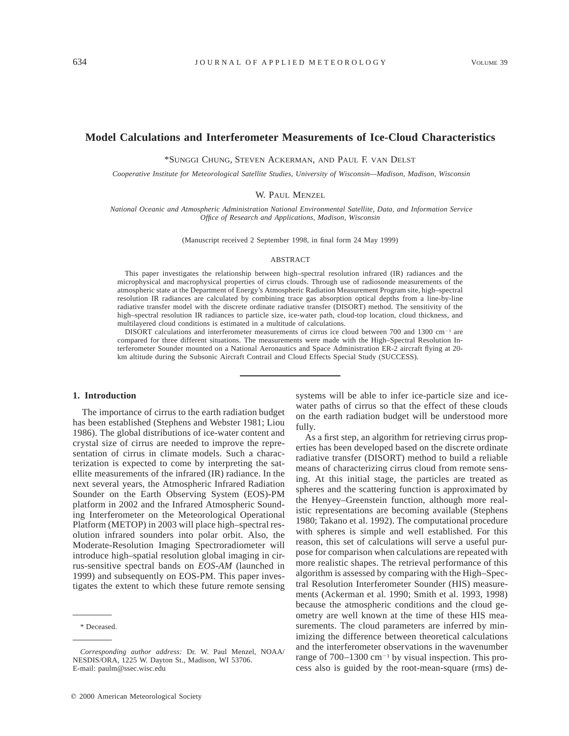# Model Calculations and Interferometer Measurements of Ice-Cloud Characteristics

*SUNGGI CHUNG, STEVEN ACKERMAN, AND PAUL F. VAN DELST

*Cooperative Institute for Meteorological Satellite Studies, University of Wisconsin—Madison, Madison, Wisconsin*

W. PAUL MENZEL

*National Oceanic and Atmospheric Administration National Environmental Satellite, Data, and Information Service Office of Research and Applications, Madison, Wisconsin*

(Manuscript received 2 September 1998, in final form 24 May 1999)

## ABSTRACT

This paper investigates the relationship between high–spectral resolution infrared (IR) radiances and the microphysical and macrophysical properties of cirrus clouds. Through use of radiosonde measurements of the atmospheric state at the Department of Energy's Atmospheric Radiation Measurement Program site, high–spectral resolution IR radiances are calculated by combining trace gas absorption optical depths from a line-by-line radiative transfer model with the discrete ordinate radiative transfer (DISORT) method. The sensitivity of the high–spectral resolution IR radiances to particle size, ice-water path, cloud-top location, cloud thickness, and multilayered cloud conditions is estimated in a multitude of calculations.

DISORT calculations and interferometer measurements of cirrus ice cloud between 700 and 1300 $cm^{-1}$ are compared for three different situations. The measurements were made with the High–Spectral Resolution Interferometer Sounder mounted on a National Aeronautics and Space Administration ER-2 aircraft flying at 20-km altitude during the Subsonic Aircraft Contrail and Cloud Effects Special Study (SUCCESS).

## 1. Introduction

The importance of cirrus to the earth radiation budget has been established (Stephens and Webster 1981; Liou 1986). The global distributions of ice-water content and crystal size of cirrus are needed to improve the representation of cirrus in climate models. Such a characterization is expected to come by interpreting the satellite measurements of the infrared (IR) radiance. In the next several years, the Atmospheric Infrared Radiation Sounder on the Earth Observing System (EOS)-PM platform in 2002 and the Infrared Atmospheric Sounding Interferometer on the Meteorological Operational Platform (METOP) in 2003 will place high–spectral resolution infrared sounders into polar orbit. Also, the Moderate-Resolution Imaging Spectroradiometer will introduce high–spatial resolution global imaging in cirrus-sensitive spectral bands on *EOS-AM* (launched in 1999) and subsequently on EOS-PM. This paper investigates the extent to which these future remote sensing systems will be able to infer ice-particle size and ice-water paths of cirrus so that the effect of these clouds on the earth radiation budget will be understood more fully.

As a first step, an algorithm for retrieving cirrus properties has been developed based on the discrete ordinate radiative transfer (DISORT) method to build a reliable means of characterizing cirrus cloud from remote sensing. At this initial stage, the particles are treated as spheres and the scattering function is approximated by the Henyey–Greenstein function, although more realistic representations are becoming available (Stephens 1980; Takano et al. 1992). The computational procedure with spheres is simple and well established. For this reason, this set of calculations will serve a useful purpose for comparison when calculations are repeated with more realistic shapes. The retrieval performance of this algorithm is assessed by comparing with the High–Spectral Resolution Interferometer Sounder (HIS) measurements (Ackerman et al. 1990; Smith et al. 1993, 1998) because the atmospheric conditions and the cloud geometry are well known at the time of these HIS measurements. The cloud parameters are inferred by minimizing the difference between theoretical calculations and the interferometer observations in the wavenumber range of 700–1300 $cm^{-1}$ by visual inspection. This process also is guided by the root-mean-square (rms) de-

* Deceased.

*Corresponding author address:* Dr. W. Paul Menzel, NOAA/NESDIS/ORA, 1225 W. Dayton St., Madison, WI 53706.
E-mail: paulm@ssec.wisc.edu

© 2000 American Meteorological Society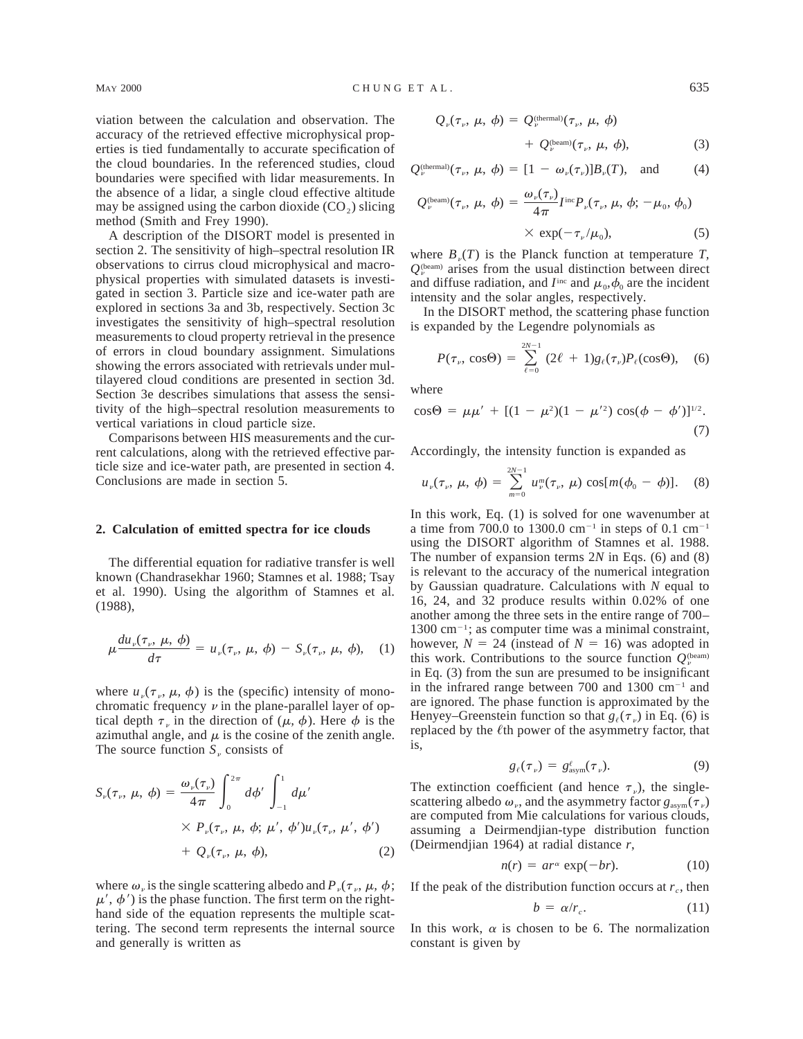viation between the calculation and observation. The accuracy of the retrieved effective microphysical properties is tied fundamentally to accurate specification of the cloud boundaries. In the referenced studies, cloud boundaries were specified with lidar measurements. In the absence of a lidar, a single cloud effective altitude may be assigned using the carbon dioxide ($CO_2$) slicing method (Smith and Frey 1990).

A description of the DISORT model is presented in section 2. The sensitivity of high–spectral resolution IR observations to cirrus cloud microphysical and macrophysical properties with simulated datasets is investigated in section 3. Particle size and ice-water path are explored in sections 3a and 3b, respectively. Section 3c investigates the sensitivity of high–spectral resolution measurements to cloud property retrieval in the presence of errors in cloud boundary assignment. Simulations showing the errors associated with retrievals under multilayered cloud conditions are presented in section 3d. Section 3e describes simulations that assess the sensitivity of the high–spectral resolution measurements to vertical variations in cloud particle size.

Comparisons between HIS measurements and the current calculations, along with the retrieved effective particle size and ice-water path, are presented in section 4. Conclusions are made in section 5.

## 2. Calculation of emitted spectra for ice clouds

The differential equation for radiative transfer is well known (Chandrasekhar 1960; Stamnes et al. 1988; Tsay et al. 1990). Using the algorithm of Stamnes et al. (1988),

$$\mu \frac{du_\nu(\tau_\nu, \mu, \phi)}{d\tau} = u_\nu(\tau_\nu, \mu, \phi) - S_\nu(\tau_\nu, \mu, \phi), \quad (1)$$

where $u_\nu(\tau_\nu, \mu, \phi)$ is the (specific) intensity of monochromatic frequency $\nu$ in the plane-parallel layer of optical depth $\tau_\nu$ in the direction of $(\mu, \phi)$. Here $\phi$ is the azimuthal angle, and $\mu$ is the cosine of the zenith angle. The source function $S_\nu$ consists of

$$S_\nu(\tau_\nu, \mu, \phi) = \frac{\omega_\nu(\tau_\nu)}{4\pi} \int_0^{2\pi} d\phi' \int_{-1}^{1} d\mu' \times P_\nu(\tau_\nu, \mu, \phi; \mu', \phi') u_\nu(\tau_\nu, \mu', \phi') + Q_\nu(\tau_\nu, \mu, \phi), \quad (2)$$

where $\omega_\nu$ is the single scattering albedo and $P_\nu(\tau_\nu, \mu, \phi; \mu', \phi')$ is the phase function. The first term on the right-hand side of the equation represents the multiple scattering. The second term represents the internal source and generally is written as

$$Q_\nu(\tau_\nu, \mu, \phi) = Q_\nu^{(\text{thermal})}(\tau_\nu, \mu, \phi) + Q_\nu^{(\text{beam})}(\tau_\nu, \mu, \phi), \quad (3)$$

$$Q_\nu^{(\text{thermal})}(\tau_\nu, \mu, \phi) = [1 - \omega_\nu(\tau_\nu)] B_\nu(T), \quad \text{and} \quad (4)$$

$$Q_\nu^{(\text{beam})}(\tau_\nu, \mu, \phi) = \frac{\omega_\nu(\tau_\nu)}{4\pi} I^{\text{inc}} P_\nu(\tau_\nu, \mu, \phi; -\mu_0, \phi_0) \times \exp(-\tau_\nu/\mu_0), \quad (5)$$

where $B_\nu(T)$ is the Planck function at temperature $T$, $Q_\nu^{(\text{beam})}$ arises from the usual distinction between direct and diffuse radiation, and $I^{\text{inc}}$ and $\mu_0, \phi_0$ are the incident intensity and the solar angles, respectively.

In the DISORT method, the scattering phase function is expanded by the Legendre polynomials as

$$P(\tau_\nu, \cos\Theta) = \sum_{\ell=0}^{2N-1} (2\ell + 1) g_\ell(\tau_\nu) P_\ell(\cos\Theta), \quad (6)$$

where

$$\cos\Theta = \mu\mu' + [(1 - \mu^2)(1 - \mu'^2) \cos(\phi - \phi')]^{1/2}. \quad (7)$$

Accordingly, the intensity function is expanded as

$$u_\nu(\tau_\nu, \mu, \phi) = \sum_{m=0}^{2N-1} u_\nu^m(\tau_\nu, \mu) \cos[m(\phi_0 - \phi)]. \quad (8)$$

In this work, Eq. (1) is solved for one wavenumber at a time from 700.0 to 1300.0 $\text{cm}^{-1}$ in steps of 0.1 $\text{cm}^{-1}$ using the DISORT algorithm of Stamnes et al. 1988. The number of expansion terms $2N$ in Eqs. (6) and (8) is relevant to the accuracy of the numerical integration by Gaussian quadrature. Calculations with $N$ equal to 16, 24, and 32 produce results within 0.02% of one another among the three sets in the entire range of 700–1300 $\text{cm}^{-1}$; as computer time was a minimal constraint, however, $N = 24$ (instead of $N = 16$) was adopted in this work. Contributions to the source function $Q_\nu^{(\text{beam})}$ in Eq. (3) from the sun are presumed to be insignificant in the infrared range between 700 and 1300 $\text{cm}^{-1}$ and are ignored. The phase function is approximated by the Henyey–Greenstein function so that $g_\ell(\tau_\nu)$ in Eq. (6) is replaced by the $\ell$th power of the asymmetry factor, that is,

$$g_\ell(\tau_\nu) = g_{\text{asym}}^\ell(\tau_\nu). \quad (9)$$

The extinction coefficient (and hence $\tau_\nu$), the single-scattering albedo $\omega_\nu$, and the asymmetry factor $g_{\text{asym}}(\tau_\nu)$ are computed from Mie calculations for various clouds, assuming a Deirmendjian-type distribution function (Deirmendjian 1964) at radial distance $r$,

$$n(r) = ar^\alpha \exp(-br). \quad (10)$$

If the peak of the distribution function occurs at $r_c$, then

$$b = \alpha/r_c. \quad (11)$$

In this work, $\alpha$ is chosen to be 6. The normalization constant is given by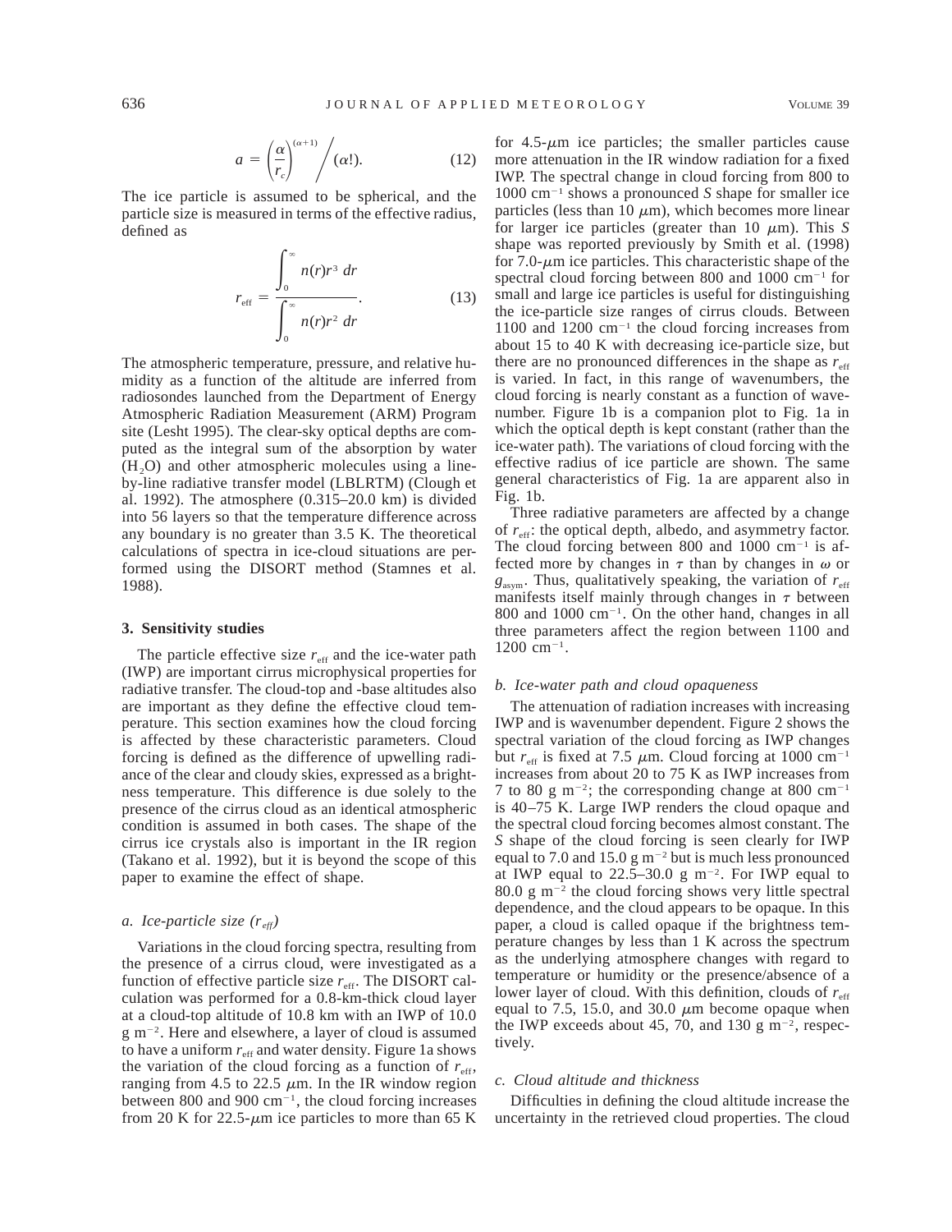$$a = \left(\frac{\alpha}{r_c}\right)^{(\alpha+1)} \bigg/ (\alpha!). \tag{12}$$

The ice particle is assumed to be spherical, and the particle size is measured in terms of the effective radius, defined as

$$r_{\text{eff}} = \frac{\int_0^\infty n(r) r^3 \, dr}{\int_0^\infty n(r) r^2 \, dr}. \tag{13}$$

The atmospheric temperature, pressure, and relative humidity as a function of the altitude are inferred from radiosondes launched from the Department of Energy Atmospheric Radiation Measurement (ARM) Program site (Lesht 1995). The clear-sky optical depths are computed as the integral sum of the absorption by water ($H_2O$) and other atmospheric molecules using a line-by-line radiative transfer model (LBLRTM) (Clough et al. 1992). The atmosphere (0.315–20.0 km) is divided into 56 layers so that the temperature difference across any boundary is no greater than 3.5 K. The theoretical calculations of spectra in ice-cloud situations are performed using the DISORT method (Stamnes et al. 1988).

## 3. Sensitivity studies

The particle effective size $r_{\text{eff}}$ and the ice-water path (IWP) are important cirrus microphysical properties for radiative transfer. The cloud-top and -base altitudes also are important as they define the effective cloud temperature. This section examines how the cloud forcing is affected by these characteristic parameters. Cloud forcing is defined as the difference of upwelling radiance of the clear and cloudy skies, expressed as a brightness temperature. This difference is due solely to the presence of the cirrus cloud as an identical atmospheric condition is assumed in both cases. The shape of the cirrus ice crystals also is important in the IR region (Takano et al. 1992), but it is beyond the scope of this paper to examine the effect of shape.

### *a. Ice-particle size ($r_{eff}$)*

Variations in the cloud forcing spectra, resulting from the presence of a cirrus cloud, were investigated as a function of effective particle size $r_{\text{eff}}$. The DISORT calculation was performed for a 0.8-km-thick cloud layer at a cloud-top altitude of 10.8 km with an IWP of 10.0 g m$^{-2}$. Here and elsewhere, a layer of cloud is assumed to have a uniform $r_{\text{eff}}$ and water density. Figure 1a shows the variation of the cloud forcing as a function of $r_{\text{eff}}$, ranging from 4.5 to 22.5 $\mu$m. In the IR window region between 800 and 900 cm$^{-1}$, the cloud forcing increases from 20 K for 22.5-$\mu$m ice particles to more than 65 K for 4.5-$\mu$m ice particles; the smaller particles cause more attenuation in the IR window radiation for a fixed IWP. The spectral change in cloud forcing from 800 to 1000 cm$^{-1}$ shows a pronounced *S* shape for smaller ice particles (less than 10 $\mu$m), which becomes more linear for larger ice particles (greater than 10 $\mu$m). This *S* shape was reported previously by Smith et al. (1998) for 7.0-$\mu$m ice particles. This characteristic shape of the spectral cloud forcing between 800 and 1000 cm$^{-1}$ for small and large ice particles is useful for distinguishing the ice-particle size ranges of cirrus clouds. Between 1100 and 1200 cm$^{-1}$ the cloud forcing increases from about 15 to 40 K with decreasing ice-particle size, but there are no pronounced differences in the shape as $r_{\text{eff}}$ is varied. In fact, in this range of wavenumbers, the cloud forcing is nearly constant as a function of wavenumber. Figure 1b is a companion plot to Fig. 1a in which the optical depth is kept constant (rather than the ice-water path). The variations of cloud forcing with the effective radius of ice particle are shown. The same general characteristics of Fig. 1a are apparent also in Fig. 1b.

Three radiative parameters are affected by a change of $r_{\text{eff}}$: the optical depth, albedo, and asymmetry factor. The cloud forcing between 800 and 1000 cm$^{-1}$ is affected more by changes in $\tau$ than by changes in $\omega$ or $g_{\text{asym}}$. Thus, qualitatively speaking, the variation of $r_{\text{eff}}$ manifests itself mainly through changes in $\tau$ between 800 and 1000 cm$^{-1}$. On the other hand, changes in all three parameters affect the region between 1100 and 1200 cm$^{-1}$.

### *b. Ice-water path and cloud opaqueness*

The attenuation of radiation increases with increasing IWP and is wavenumber dependent. Figure 2 shows the spectral variation of the cloud forcing as IWP changes but $r_{\text{eff}}$ is fixed at 7.5 $\mu$m. Cloud forcing at 1000 cm$^{-1}$ increases from about 20 to 75 K as IWP increases from 7 to 80 g m$^{-2}$; the corresponding change at 800 cm$^{-1}$ is 40–75 K. Large IWP renders the cloud opaque and the spectral cloud forcing becomes almost constant. The *S* shape of the cloud forcing is seen clearly for IWP equal to 7.0 and 15.0 g m$^{-2}$ but is much less pronounced at IWP equal to 22.5–30.0 g m$^{-2}$. For IWP equal to 80.0 g m$^{-2}$ the cloud forcing shows very little spectral dependence, and the cloud appears to be opaque. In this paper, a cloud is called opaque if the brightness temperature changes by less than 1 K across the spectrum as the underlying atmosphere changes with regard to temperature or humidity or the presence/absence of a lower layer of cloud. With this definition, clouds of $r_{\text{eff}}$ equal to 7.5, 15.0, and 30.0 $\mu$m become opaque when the IWP exceeds about 45, 70, and 130 g m$^{-2}$, respectively.

### *c. Cloud altitude and thickness*

Difficulties in defining the cloud altitude increase the uncertainty in the retrieved cloud properties. The cloud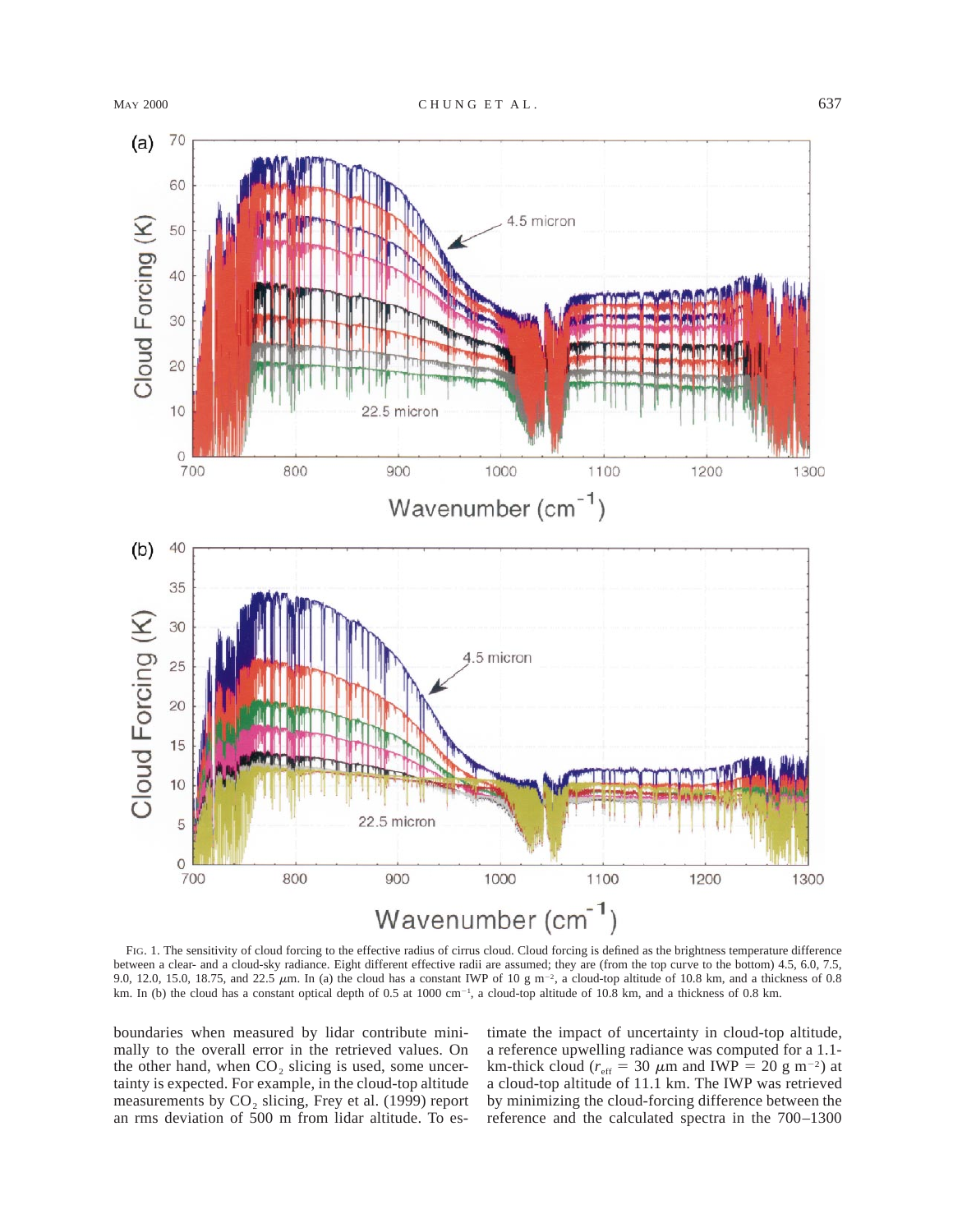FIG. 1. The sensitivity of cloud forcing to the effective radius of cirrus cloud. Cloud forcing is defined as the brightness temperature difference between a clear- and a cloud-sky radiance. Eight different effective radii are assumed; they are (from the top curve to the bottom) 4.5, 6.0, 7.5, 9.0, 12.0, 15.0, 18.75, and 22.5 $\mu$m. In (a) the cloud has a constant IWP of 10 g m$^{-2}$, a cloud-top altitude of 10.8 km, and a thickness of 0.8 km. In (b) the cloud has a constant optical depth of 0.5 at 1000 cm$^{-1}$, a cloud-top altitude of 10.8 km, and a thickness of 0.8 km.

boundaries when measured by lidar contribute minimally to the overall error in the retrieved values. On the other hand, when $CO_2$ slicing is used, some uncertainty is expected. For example, in the cloud-top altitude measurements by $CO_2$ slicing, Frey et al. (1999) report an rms deviation of 500 m from lidar altitude. To estimate the impact of uncertainty in cloud-top altitude, a reference upwelling radiance was computed for a 1.1-km-thick cloud ($r_{\rm eff}$ = 30 $\mu$m and IWP = 20 g m$^{-2}$) at a cloud-top altitude of 11.1 km. The IWP was retrieved by minimizing the cloud-forcing difference between the reference and the calculated spectra in the 700–1300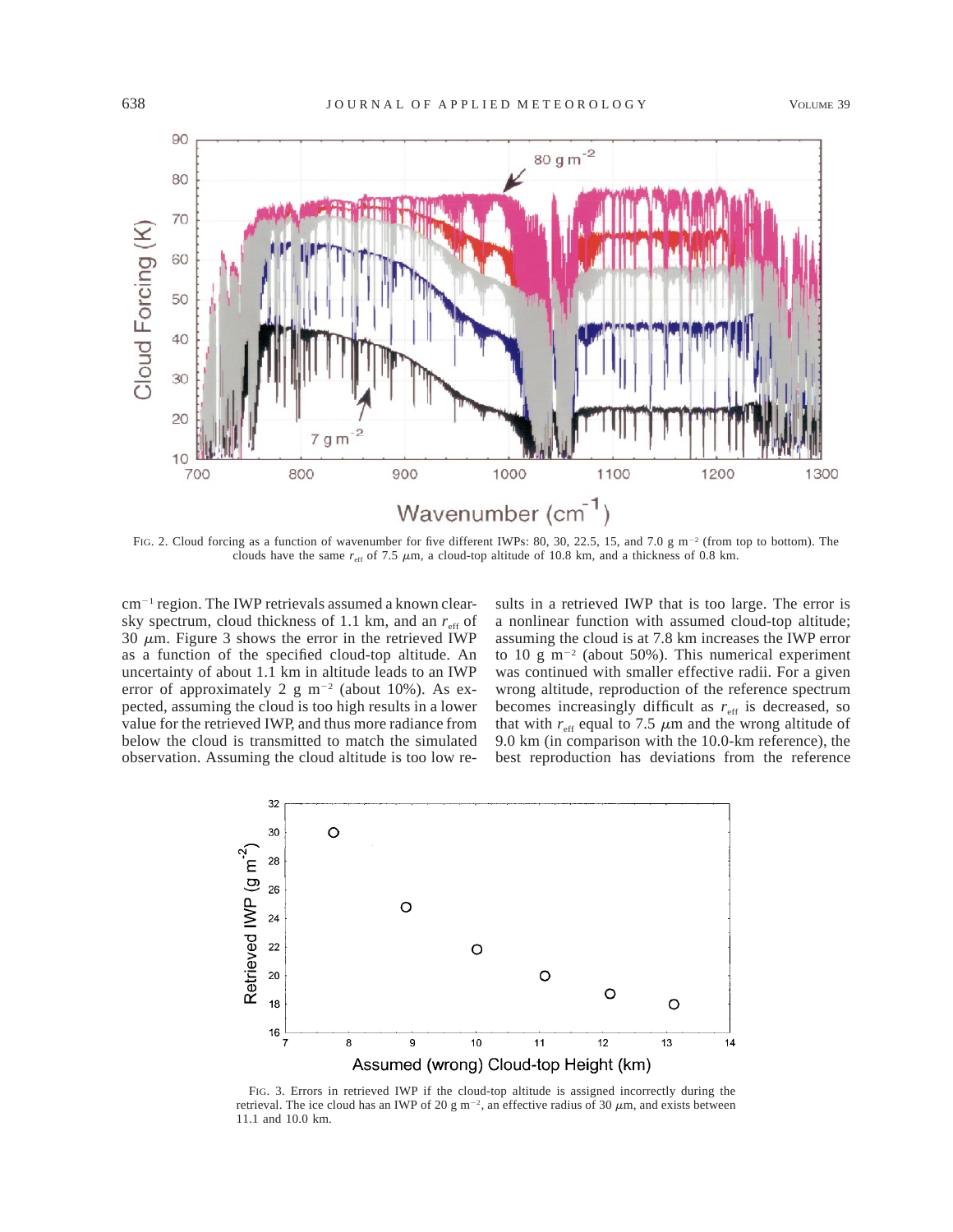FIG. 2. Cloud forcing as a function of wavenumber for five different IWPs: 80, 30, 22.5, 15, and 7.0 g m$^{-2}$ (from top to bottom). The clouds have the same $r_{eff}$ of 7.5 $\mu$m, a cloud-top altitude of 10.8 km, and a thickness of 0.8 km.

cm$^{-1}$ region. The IWP retrievals assumed a known clear-sky spectrum, cloud thickness of 1.1 km, and an $r_{eff}$ of 30 $\mu$m. Figure 3 shows the error in the retrieved IWP as a function of the specified cloud-top altitude. An uncertainty of about 1.1 km in altitude leads to an IWP error of approximately 2 g m$^{-2}$ (about 10%). As expected, assuming the cloud is too high results in a lower value for the retrieved IWP, and thus more radiance from below the cloud is transmitted to match the simulated observation. Assuming the cloud altitude is too low results in a retrieved IWP that is too large. The error is a nonlinear function with assumed cloud-top altitude; assuming the cloud is at 7.8 km increases the IWP error to 10 g m$^{-2}$ (about 50%). This numerical experiment was continued with smaller effective radii. For a given wrong altitude, reproduction of the reference spectrum becomes increasingly difficult as $r_{eff}$ is decreased, so that with $r_{eff}$ equal to 7.5 $\mu$m and the wrong altitude of 9.0 km (in comparison with the 10.0-km reference), the best reproduction has deviations from the reference

FIG. 3. Errors in retrieved IWP if the cloud-top altitude is assigned incorrectly during the retrieval. The ice cloud has an IWP of 20 g m$^{-2}$, an effective radius of 30 $\mu$m, and exists between 11.1 and 10.0 km.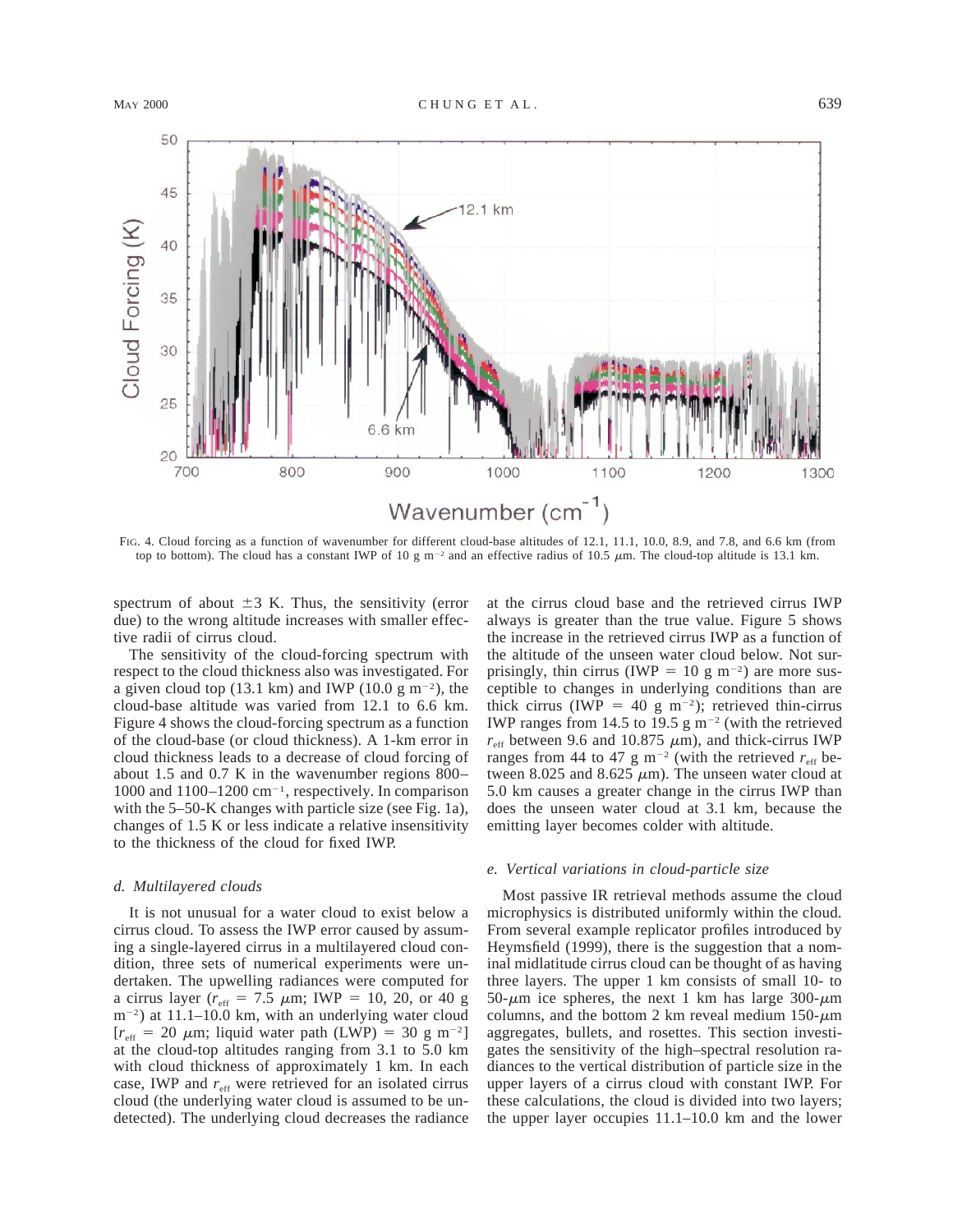FIG. 4. Cloud forcing as a function of wavenumber for different cloud-base altitudes of 12.1, 11.1, 10.0, 8.9, and 7.8, and 6.6 km (from top to bottom). The cloud has a constant IWP of 10 g m$^{-2}$ and an effective radius of 10.5 $\mu$m. The cloud-top altitude is 13.1 km.

spectrum of about $\pm$3 K. Thus, the sensitivity (error due) to the wrong altitude increases with smaller effective radii of cirrus cloud.

The sensitivity of the cloud-forcing spectrum with respect to the cloud thickness also was investigated. For a given cloud top (13.1 km) and IWP (10.0 g m$^{-2}$), the cloud-base altitude was varied from 12.1 to 6.6 km. Figure 4 shows the cloud-forcing spectrum as a function of the cloud-base (or cloud thickness). A 1-km error in cloud thickness leads to a decrease of cloud forcing of about 1.5 and 0.7 K in the wavenumber regions 800–1000 and 1100–1200 cm$^{-1}$, respectively. In comparison with the 5–50-K changes with particle size (see Fig. 1a), changes of 1.5 K or less indicate a relative insensitivity to the thickness of the cloud for fixed IWP.

### d. Multilayered clouds

It is not unusual for a water cloud to exist below a cirrus cloud. To assess the IWP error caused by assuming a single-layered cirrus in a multilayered cloud condition, three sets of numerical experiments were undertaken. The upwelling radiances were computed for a cirrus layer ($r_{eff}$ = 7.5 $\mu$m; IWP = 10, 20, or 40 g m$^{-2}$) at 11.1–10.0 km, with an underlying water cloud [$r_{eff}$ = 20 $\mu$m; liquid water path (LWP) = 30 g m$^{-2}$] at the cloud-top altitudes ranging from 3.1 to 5.0 km with cloud thickness of approximately 1 km. In each case, IWP and $r_{eff}$ were retrieved for an isolated cirrus cloud (the underlying water cloud is assumed to be undetected). The underlying cloud decreases the radiance at the cirrus cloud base and the retrieved cirrus IWP always is greater than the true value. Figure 5 shows the increase in the retrieved cirrus IWP as a function of the altitude of the unseen water cloud below. Not surprisingly, thin cirrus (IWP = 10 g m$^{-2}$) are more susceptible to changes in underlying conditions than are thick cirrus (IWP = 40 g m$^{-2}$); retrieved thin-cirrus IWP ranges from 14.5 to 19.5 g m$^{-2}$ (with the retrieved $r_{eff}$ between 9.6 and 10.875 $\mu$m), and thick-cirrus IWP ranges from 44 to 47 g m$^{-2}$ (with the retrieved $r_{eff}$ between 8.025 and 8.625 $\mu$m). The unseen water cloud at 5.0 km causes a greater change in the cirrus IWP than does the unseen water cloud at 3.1 km, because the emitting layer becomes colder with altitude.

### e. Vertical variations in cloud-particle size

Most passive IR retrieval methods assume the cloud microphysics is distributed uniformly within the cloud. From several example replicator profiles introduced by Heymsfield (1999), there is the suggestion that a nominal midlatitude cirrus cloud can be thought of as having three layers. The upper 1 km consists of small 10- to 50-$\mu$m ice spheres, the next 1 km has large 300-$\mu$m columns, and the bottom 2 km reveal medium 150-$\mu$m aggregates, bullets, and rosettes. This section investigates the sensitivity of the high–spectral resolution radiances to the vertical distribution of particle size in the upper layers of a cirrus cloud with constant IWP. For these calculations, the cloud is divided into two layers; the upper layer occupies 11.1–10.0 km and the lower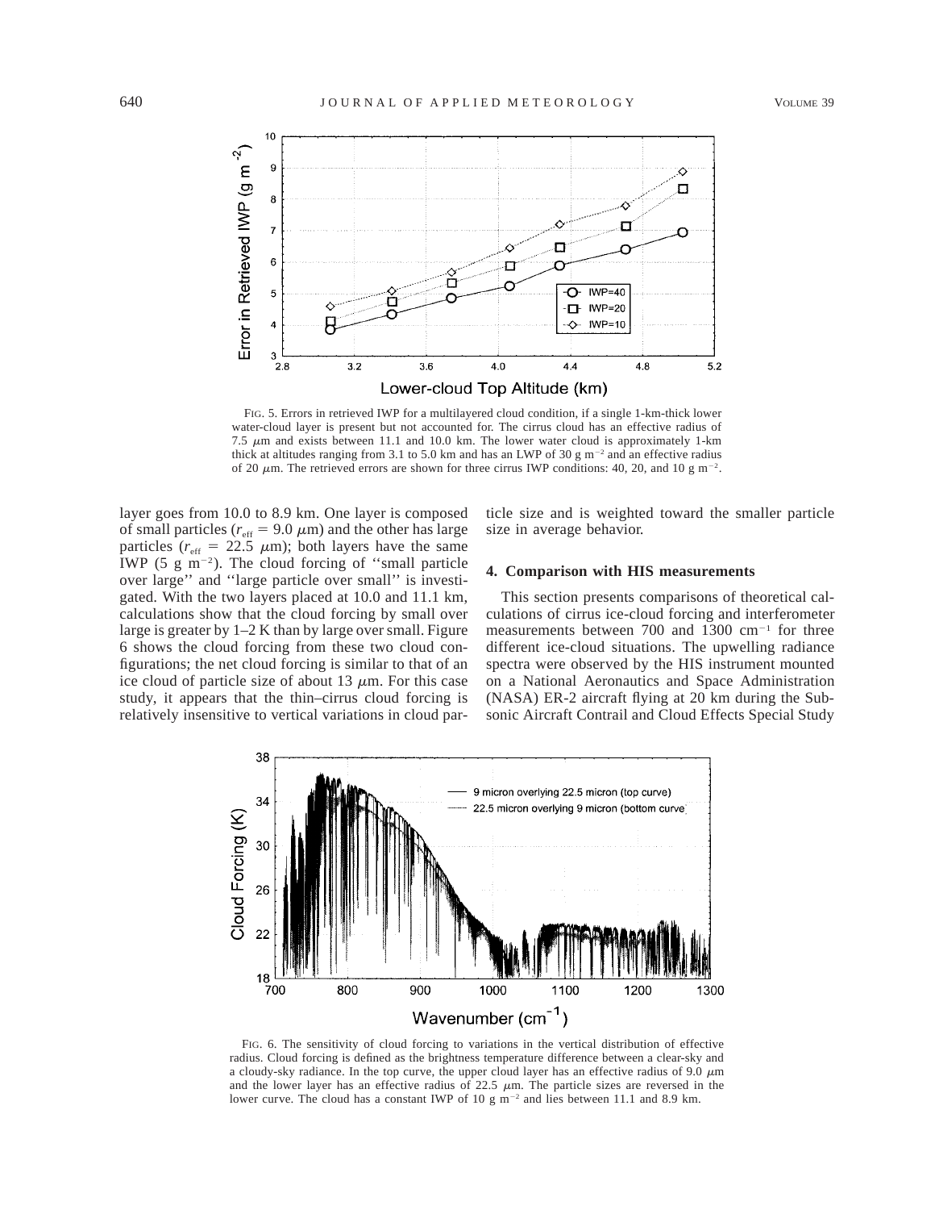FIG. 5. Errors in retrieved IWP for a multilayered cloud condition, if a single 1-km-thick lower water-cloud layer is present but not accounted for. The cirrus cloud has an effective radius of 7.5 $\mu$m and exists between 11.1 and 10.0 km. The lower water cloud is approximately 1-km thick at altitudes ranging from 3.1 to 5.0 km and has an LWP of 30 g m$^{-2}$ and an effective radius of 20 $\mu$m. The retrieved errors are shown for three cirrus IWP conditions: 40, 20, and 10 g m$^{-2}$.

layer goes from 10.0 to 8.9 km. One layer is composed of small particles ($r_{\rm eff} = 9.0$ $\mu$m) and the other has large particles ($r_{\rm eff} = 22.5$ $\mu$m); both layers have the same IWP (5 g m$^{-2}$). The cloud forcing of ''small particle over large'' and ''large particle over small'' is investigated. With the two layers placed at 10.0 and 11.1 km, calculations show that the cloud forcing by small over large is greater by 1–2 K than by large over small. Figure 6 shows the cloud forcing from these two cloud configurations; the net cloud forcing is similar to that of an ice cloud of particle size of about 13 $\mu$m. For this case study, it appears that the thin–cirrus cloud forcing is relatively insensitive to vertical variations in cloud particle size and is weighted toward the smaller particle size in average behavior.

## 4. Comparison with HIS measurements

This section presents comparisons of theoretical calculations of cirrus ice-cloud forcing and interferometer measurements between 700 and 1300 cm$^{-1}$ for three different ice-cloud situations. The upwelling radiance spectra were observed by the HIS instrument mounted on a National Aeronautics and Space Administration (NASA) ER-2 aircraft flying at 20 km during the Subsonic Aircraft Contrail and Cloud Effects Special Study

FIG. 6. The sensitivity of cloud forcing to variations in the vertical distribution of effective radius. Cloud forcing is defined as the brightness temperature difference between a clear-sky and a cloudy-sky radiance. In the top curve, the upper cloud layer has an effective radius of 9.0 $\mu$m and the lower layer has an effective radius of 22.5 $\mu$m. The particle sizes are reversed in the lower curve. The cloud has a constant IWP of 10 g m$^{-2}$ and lies between 11.1 and 8.9 km.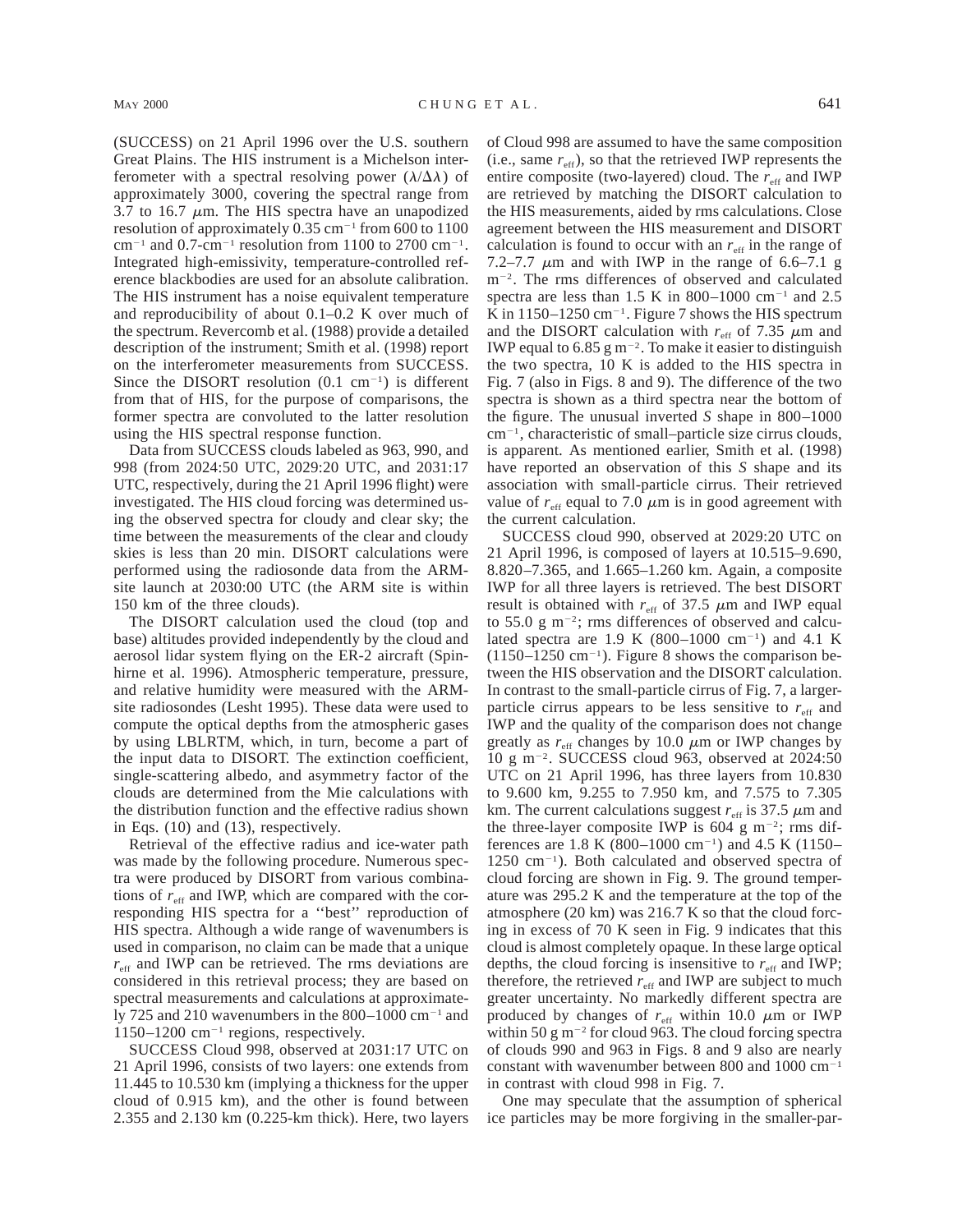(SUCCESS) on 21 April 1996 over the U.S. southern Great Plains. The HIS instrument is a Michelson interferometer with a spectral resolving power ($\lambda/\Delta\lambda$) of approximately 3000, covering the spectral range from 3.7 to 16.7 $\mu$m. The HIS spectra have an unapodized resolution of approximately 0.35 cm$^{-1}$ from 600 to 1100 cm$^{-1}$ and 0.7-cm$^{-1}$ resolution from 1100 to 2700 cm$^{-1}$. Integrated high-emissivity, temperature-controlled reference blackbodies are used for an absolute calibration. The HIS instrument has a noise equivalent temperature and reproducibility of about 0.1–0.2 K over much of the spectrum. Revercomb et al. (1988) provide a detailed description of the instrument; Smith et al. (1998) report on the interferometer measurements from SUCCESS. Since the DISORT resolution (0.1 cm$^{-1}$) is different from that of HIS, for the purpose of comparisons, the former spectra are convoluted to the latter resolution using the HIS spectral response function.

Data from SUCCESS clouds labeled as 963, 990, and 998 (from 2024:50 UTC, 2029:20 UTC, and 2031:17 UTC, respectively, during the 21 April 1996 flight) were investigated. The HIS cloud forcing was determined using the observed spectra for cloudy and clear sky; the time between the measurements of the clear and cloudy skies is less than 20 min. DISORT calculations were performed using the radiosonde data from the ARM-site launch at 2030:00 UTC (the ARM site is within 150 km of the three clouds).

The DISORT calculation used the cloud (top and base) altitudes provided independently by the cloud and aerosol lidar system flying on the ER-2 aircraft (Spinhirne et al. 1996). Atmospheric temperature, pressure, and relative humidity were measured with the ARM-site radiosondes (Lesht 1995). These data were used to compute the optical depths from the atmospheric gases by using LBLRTM, which, in turn, become a part of the input data to DISORT. The extinction coefficient, single-scattering albedo, and asymmetry factor of the clouds are determined from the Mie calculations with the distribution function and the effective radius shown in Eqs. (10) and (13), respectively.

Retrieval of the effective radius and ice-water path was made by the following procedure. Numerous spectra were produced by DISORT from various combinations of $r_{\rm eff}$ and IWP, which are compared with the corresponding HIS spectra for a ''best'' reproduction of HIS spectra. Although a wide range of wavenumbers is used in comparison, no claim can be made that a unique $r_{\rm eff}$ and IWP can be retrieved. The rms deviations are considered in this retrieval process; they are based on spectral measurements and calculations at approximately 725 and 210 wavenumbers in the 800–1000 cm$^{-1}$ and 1150–1200 cm$^{-1}$ regions, respectively.

SUCCESS Cloud 998, observed at 2031:17 UTC on 21 April 1996, consists of two layers: one extends from 11.445 to 10.530 km (implying a thickness for the upper cloud of 0.915 km), and the other is found between 2.355 and 2.130 km (0.225-km thick). Here, two layers of Cloud 998 are assumed to have the same composition (i.e., same $r_{\rm eff}$), so that the retrieved IWP represents the entire composite (two-layered) cloud. The $r_{\rm eff}$ and IWP are retrieved by matching the DISORT calculation to the HIS measurements, aided by rms calculations. Close agreement between the HIS measurement and DISORT calculation is found to occur with an $r_{\rm eff}$ in the range of 7.2–7.7 $\mu$m and with IWP in the range of 6.6–7.1 g m$^{-2}$. The rms differences of observed and calculated spectra are less than 1.5 K in 800–1000 cm$^{-1}$ and 2.5 K in 1150–1250 cm$^{-1}$. Figure 7 shows the HIS spectrum and the DISORT calculation with $r_{\rm eff}$ of 7.35 $\mu$m and IWP equal to 6.85 g m$^{-2}$. To make it easier to distinguish the two spectra, 10 K is added to the HIS spectra in Fig. 7 (also in Figs. 8 and 9). The difference of the two spectra is shown as a third spectra near the bottom of the figure. The unusual inverted *S* shape in 800–1000 cm$^{-1}$, characteristic of small–particle size cirrus clouds, is apparent. As mentioned earlier, Smith et al. (1998) have reported an observation of this *S* shape and its association with small-particle cirrus. Their retrieved value of $r_{\rm eff}$ equal to 7.0 $\mu$m is in good agreement with the current calculation.

SUCCESS cloud 990, observed at 2029:20 UTC on 21 April 1996, is composed of layers at 10.515–9.690, 8.820–7.365, and 1.665–1.260 km. Again, a composite IWP for all three layers is retrieved. The best DISORT result is obtained with $r_{\rm eff}$ of 37.5 $\mu$m and IWP equal to 55.0 g m$^{-2}$; rms differences of observed and calculated spectra are 1.9 K (800–1000 cm$^{-1}$) and 4.1 K (1150–1250 cm$^{-1}$). Figure 8 shows the comparison between the HIS observation and the DISORT calculation. In contrast to the small-particle cirrus of Fig. 7, a larger-particle cirrus appears to be less sensitive to $r_{\rm eff}$ and IWP and the quality of the comparison does not change greatly as $r_{\rm eff}$ changes by 10.0 $\mu$m or IWP changes by 10 g m$^{-2}$. SUCCESS cloud 963, observed at 2024:50 UTC on 21 April 1996, has three layers from 10.830 to 9.600 km, 9.255 to 7.950 km, and 7.575 to 7.305 km. The current calculations suggest $r_{\rm eff}$ is 37.5 $\mu$m and the three-layer composite IWP is 604 g m$^{-2}$; rms differences are 1.8 K (800–1000 cm$^{-1}$) and 4.5 K (1150–1250 cm$^{-1}$). Both calculated and observed spectra of cloud forcing are shown in Fig. 9. The ground temperature was 295.2 K and the temperature at the top of the atmosphere (20 km) was 216.7 K so that the cloud forcing in excess of 70 K seen in Fig. 9 indicates that this cloud is almost completely opaque. In these large optical depths, the cloud forcing is insensitive to $r_{\rm eff}$ and IWP; therefore, the retrieved $r_{\rm eff}$ and IWP are subject to much greater uncertainty. No markedly different spectra are produced by changes of $r_{\rm eff}$ within 10.0 $\mu$m or IWP within 50 g m$^{-2}$ for cloud 963. The cloud forcing spectra of clouds 990 and 963 in Figs. 8 and 9 also are nearly constant with wavenumber between 800 and 1000 cm$^{-1}$ in contrast with cloud 998 in Fig. 7.

One may speculate that the assumption of spherical ice particles may be more forgiving in the smaller-par-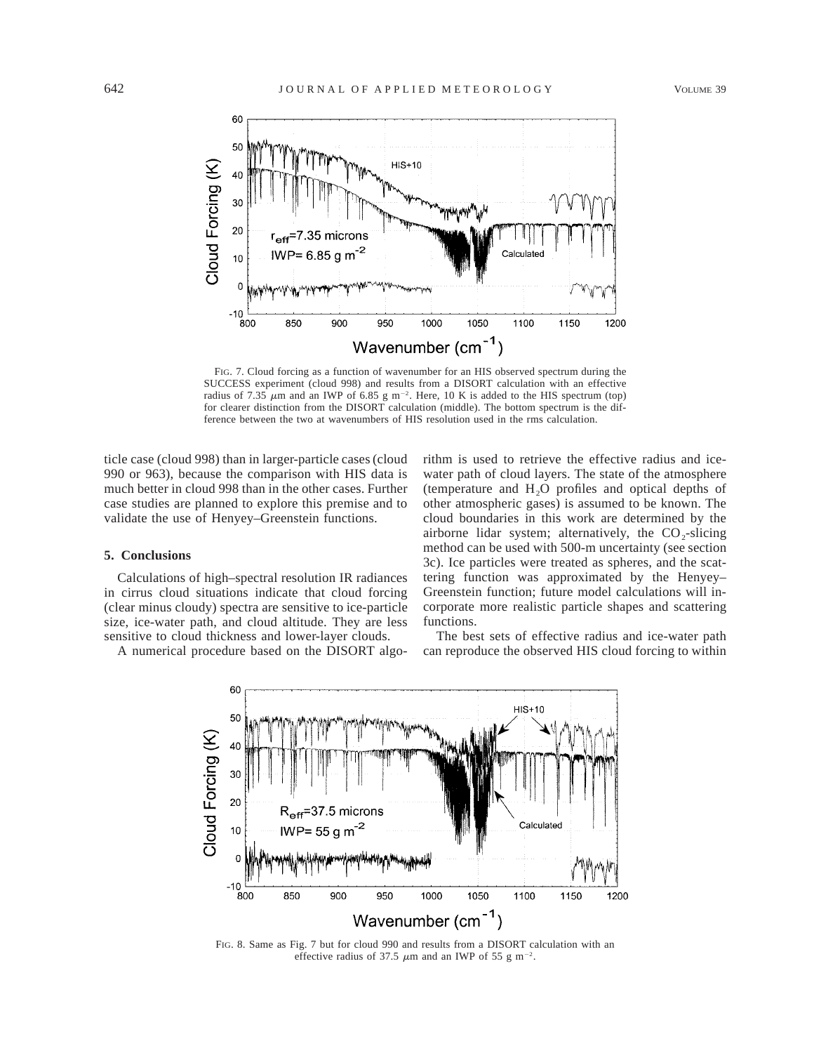FIG. 7. Cloud forcing as a function of wavenumber for an HIS observed spectrum during the SUCCESS experiment (cloud 998) and results from a DISORT calculation with an effective radius of 7.35 $\mu$m and an IWP of 6.85 g m$^{-2}$. Here, 10 K is added to the HIS spectrum (top) for clearer distinction from the DISORT calculation (middle). The bottom spectrum is the difference between the two at wavenumbers of HIS resolution used in the rms calculation.

ticle case (cloud 998) than in larger-particle cases (cloud 990 or 963), because the comparison with HIS data is much better in cloud 998 than in the other cases. Further case studies are planned to explore this premise and to validate the use of Henyey–Greenstein functions.

## 5. Conclusions

Calculations of high–spectral resolution IR radiances in cirrus cloud situations indicate that cloud forcing (clear minus cloudy) spectra are sensitive to ice-particle size, ice-water path, and cloud altitude. They are less sensitive to cloud thickness and lower-layer clouds.

A numerical procedure based on the DISORT algorithm is used to retrieve the effective radius and ice-water path of cloud layers. The state of the atmosphere (temperature and $H_2O$ profiles and optical depths of other atmospheric gases) is assumed to be known. The cloud boundaries in this work are determined by the airborne lidar system; alternatively, the $CO_2$-slicing method can be used with 500-m uncertainty (see section 3c). Ice particles were treated as spheres, and the scattering function was approximated by the Henyey–Greenstein function; future model calculations will incorporate more realistic particle shapes and scattering functions.

The best sets of effective radius and ice-water path can reproduce the observed HIS cloud forcing to within

FIG. 8. Same as Fig. 7 but for cloud 990 and results from a DISORT calculation with an effective radius of 37.5 $\mu$m and an IWP of 55 g m$^{-2}$.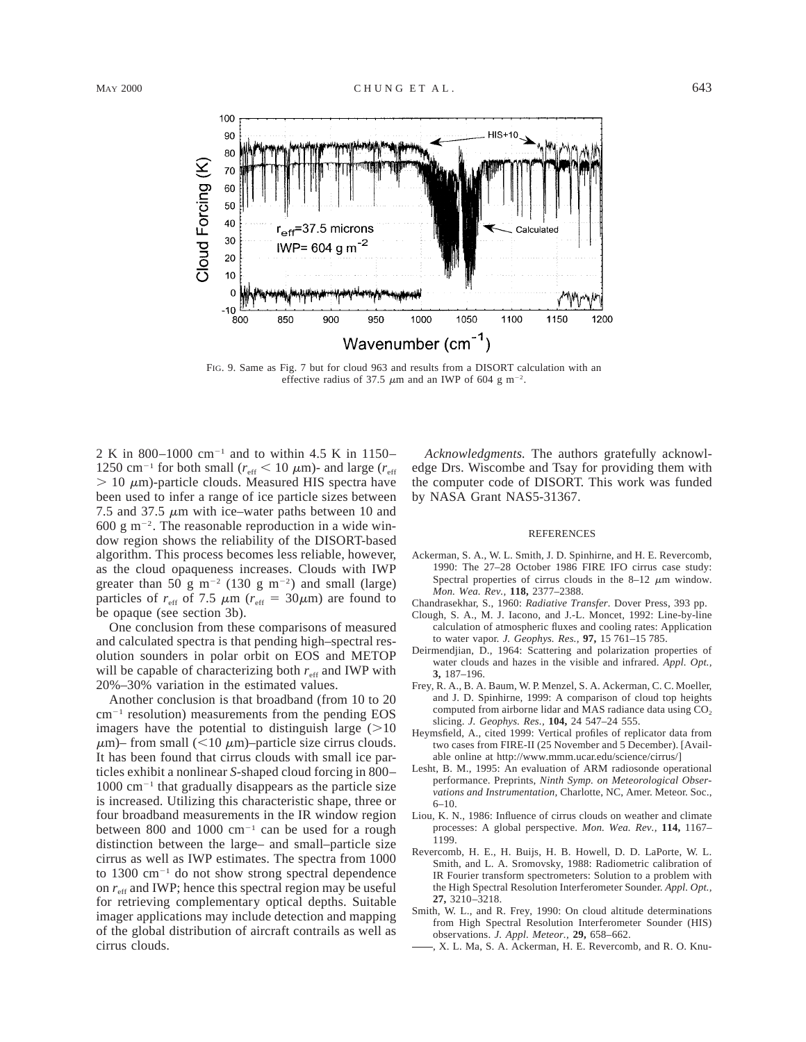FIG. 9. Same as Fig. 7 but for cloud 963 and results from a DISORT calculation with an effective radius of 37.5 $\mu$m and an IWP of 604 g m$^{-2}$.

2 K in 800–1000 cm$^{-1}$ and to within 4.5 K in 1150–1250 cm$^{-1}$ for both small ($r_{eff} < 10$ $\mu$m)- and large ($r_{eff} > 10$ $\mu$m)-particle clouds. Measured HIS spectra have been used to infer a range of ice particle sizes between 7.5 and 37.5 $\mu$m with ice–water paths between 10 and 600 g m$^{-2}$. The reasonable reproduction in a wide window region shows the reliability of the DISORT-based algorithm. This process becomes less reliable, however, as the cloud opaqueness increases. Clouds with IWP greater than 50 g m$^{-2}$ (130 g m$^{-2}$) and small (large) particles of $r_{eff}$ of 7.5 $\mu$m ($r_{eff}$ = 30$\mu$m) are found to be opaque (see section 3b).

One conclusion from these comparisons of measured and calculated spectra is that pending high–spectral resolution sounders in polar orbit on EOS and METOP will be capable of characterizing both $r_{eff}$ and IWP with 20%–30% variation in the estimated values.

Another conclusion is that broadband (from 10 to 20 cm$^{-1}$ resolution) measurements from the pending EOS imagers have the potential to distinguish large (>10 $\mu$m)– from small (<10 $\mu$m)–particle size cirrus clouds. It has been found that cirrus clouds with small ice particles exhibit a nonlinear *S*-shaped cloud forcing in 800–1000 cm$^{-1}$ that gradually disappears as the particle size is increased. Utilizing this characteristic shape, three or four broadband measurements in the IR window region between 800 and 1000 cm$^{-1}$ can be used for a rough distinction between the large– and small–particle size cirrus as well as IWP estimates. The spectra from 1000 to 1300 cm$^{-1}$ do not show strong spectral dependence on $r_{eff}$ and IWP; hence this spectral region may be useful for retrieving complementary optical depths. Suitable imager applications may include detection and mapping of the global distribution of aircraft contrails as well as cirrus clouds.

*Acknowledgments.* The authors gratefully acknowledge Drs. Wiscombe and Tsay for providing them with the computer code of DISORT. This work was funded by NASA Grant NAS5-31367.

## REFERENCES

Ackerman, S. A., W. L. Smith, J. D. Spinhirne, and H. E. Revercomb, 1990: The 27–28 October 1986 FIRE IFO cirrus case study: Spectral properties of cirrus clouds in the 8–12 $\mu$m window. *Mon. Wea. Rev.,* **118,** 2377–2388.

Chandrasekhar, S., 1960: *Radiative Transfer*. Dover Press, 393 pp.

Clough, S. A., M. J. Iacono, and J.-L. Moncet, 1992: Line-by-line calculation of atmospheric fluxes and cooling rates: Application to water vapor. *J. Geophys. Res.,* **97,** 15 761–15 785.

Deirmendjian, D., 1964: Scattering and polarization properties of water clouds and hazes in the visible and infrared. *Appl. Opt.,* **3,** 187–196.

Frey, R. A., B. A. Baum, W. P. Menzel, S. A. Ackerman, C. C. Moeller, and J. D. Spinhirne, 1999: A comparison of cloud top heights computed from airborne lidar and MAS radiance data using $CO_2$ slicing. *J. Geophys. Res.,* **104,** 24 547–24 555.

Heymsfield, A., cited 1999: Vertical profiles of replicator data from two cases from FIRE-II (25 November and 5 December). [Available online at http://www.mmm.ucar.edu/science/cirrus/]

Lesht, B. M., 1995: An evaluation of ARM radiosonde operational performance. Preprints, *Ninth Symp. on Meteorological Observations and Instrumentation,* Charlotte, NC, Amer. Meteor. Soc., 6–10.

Liou, K. N., 1986: Influence of cirrus clouds on weather and climate processes: A global perspective. *Mon. Wea. Rev.,* **114,** 1167–1199.

Revercomb, H. E., H. Buijs, H. B. Howell, D. D. LaPorte, W. L. Smith, and L. A. Sromovsky, 1988: Radiometric calibration of IR Fourier transform spectrometers: Solution to a problem with the High Spectral Resolution Interferometer Sounder. *Appl. Opt.,* **27,** 3210–3218.

Smith, W. L., and R. Frey, 1990: On cloud altitude determinations from High Spectral Resolution Interferometer Sounder (HIS) observations. *J. Appl. Meteor.,* **29,** 658–662.

——, X. L. Ma, S. A. Ackerman, H. E. Revercomb, and R. O. Knu-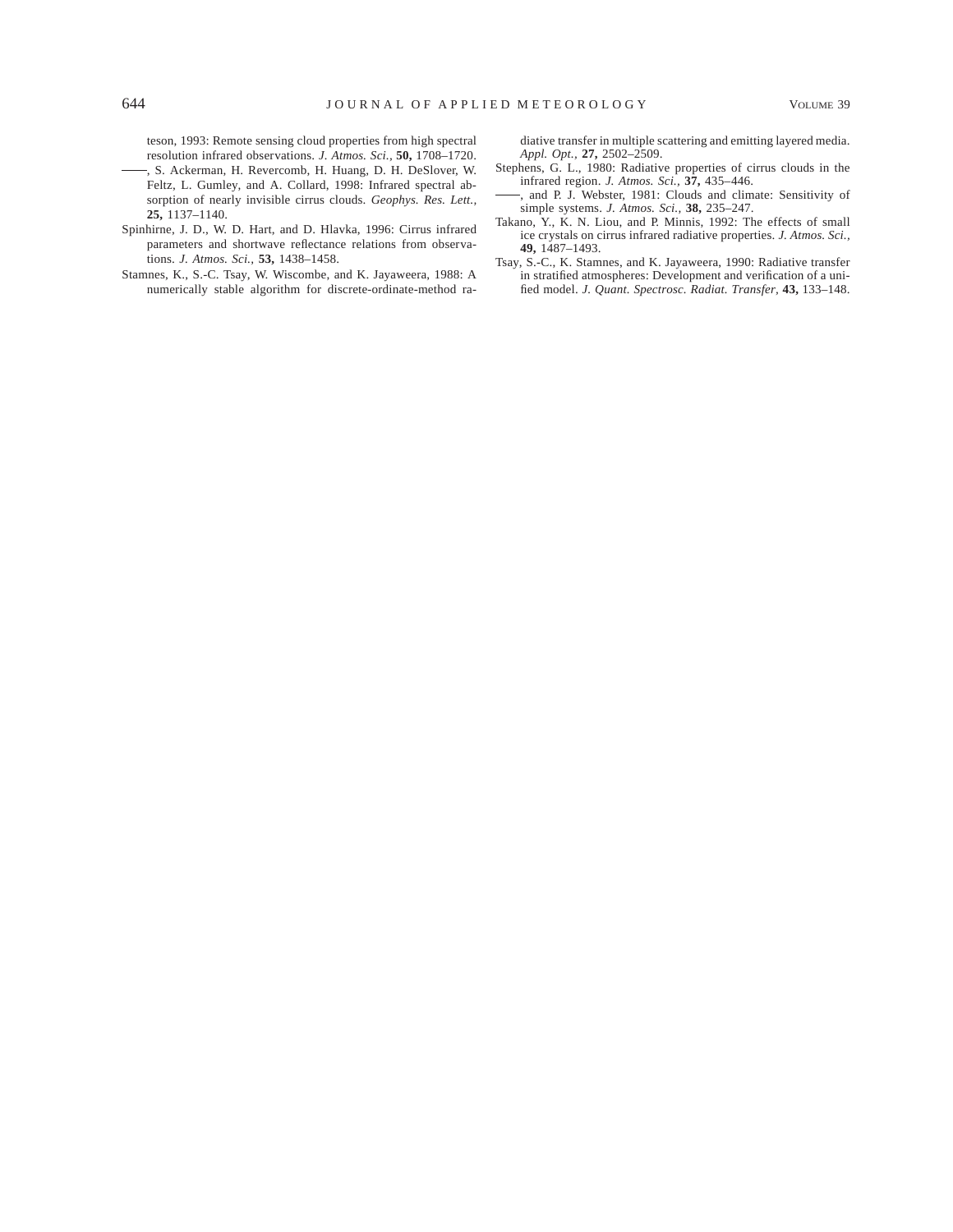teson, 1993: Remote sensing cloud properties from high spectral resolution infrared observations. *J. Atmos. Sci.,* **50,** 1708–1720.

——, S. Ackerman, H. Revercomb, H. Huang, D. H. DeSlover, W. Feltz, L. Gumley, and A. Collard, 1998: Infrared spectral absorption of nearly invisible cirrus clouds. *Geophys. Res. Lett.,* **25,** 1137–1140.

Spinhirne, J. D., W. D. Hart, and D. Hlavka, 1996: Cirrus infrared parameters and shortwave reflectance relations from observations. *J. Atmos. Sci.,* **53,** 1438–1458.

Stamnes, K., S.-C. Tsay, W. Wiscombe, and K. Jayaweera, 1988: A numerically stable algorithm for discrete-ordinate-method radiative transfer in multiple scattering and emitting layered media. *Appl. Opt.,* **27,** 2502–2509.

Stephens, G. L., 1980: Radiative properties of cirrus clouds in the infrared region. *J. Atmos. Sci.,* **37,** 435–446.

——, and P. J. Webster, 1981: Clouds and climate: Sensitivity of simple systems. *J. Atmos. Sci.,* **38,** 235–247.

Takano, Y., K. N. Liou, and P. Minnis, 1992: The effects of small ice crystals on cirrus infrared radiative properties. *J. Atmos. Sci.,* **49,** 1487–1493.

Tsay, S.-C., K. Stamnes, and K. Jayaweera, 1990: Radiative transfer in stratified atmospheres: Development and verification of a unified model. *J. Quant. Spectrosc. Radiat. Transfer,* **43,** 133–148.